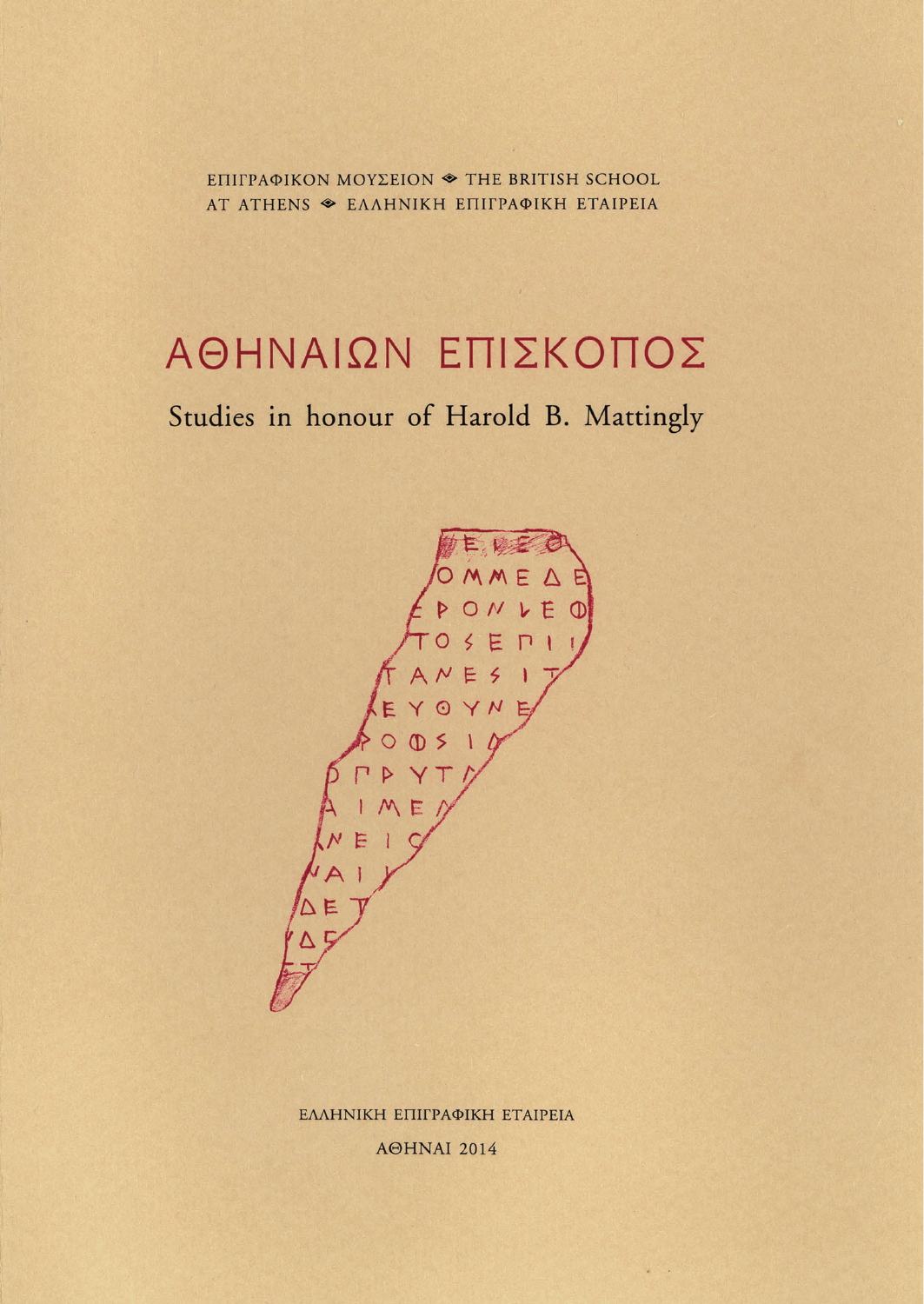ΕΠΙΓΡΑΦΙΚΟΝ ΜΟΥΣΕΙΟΝ ◈ THE BRITISH SCHOOL AT ATHENS ◈ ΕΛΛΗΝΙΚΗ ΕΠΙΓΡΑΦΙΚΗ ΕΤΑΙΡΕΙΑ

# ΑΘΗΝΑΙΩΝ ΕΠΙΣΚΟΠΟΣ

## Studies in honour of Harold B. Mattingly

ΕΛΛΗΝΙΚΗ ΕΠΙΓΡΑΦΙΚΗ ΕΤΑΙΡΕΙΑ

ΑΘΗΝΑΙ 2014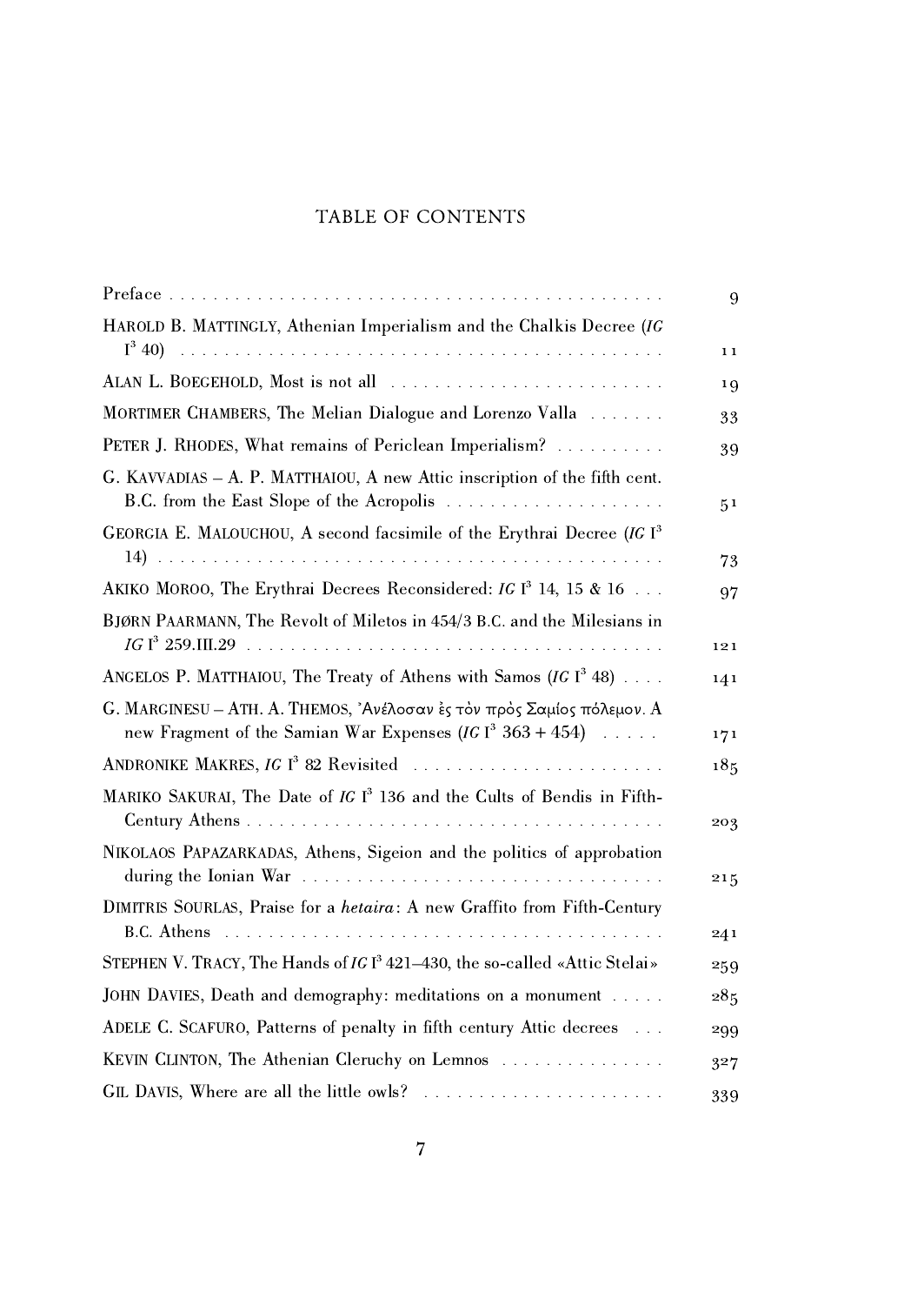# TABLE OF CONTENTS

| | |
|---|---|
| Preface | 9 |
| HAROLD B. MATTINGLY, Athenian Imperialism and the Chalkis Decree (*IG* I[3] 40) | 11 |
| ALAN L. BOEGEHOLD, Most is not all | 19 |
| MORTIMER CHAMBERS, The Melian Dialogue and Lorenzo Valla | 33 |
| PETER J. RHODES, What remains of Periclean Imperialism? | 39 |
| G. KAVVADIAS – A. P. MATTHAIOU, A new Attic inscription of the fifth cent. B.C. from the East Slope of the Acropolis | 51 |
| GEORGIA E. MALOUCHOU, A second facsimile of the Erythrai Decree (*IG* I[3] 14) | 73 |
| AKIKO MOROO, The Erythrai Decrees Reconsidered: *IG* I[3] 14, 15 & 16 | 97 |
| BJØRN PAARMANN, The Revolt of Miletos in 454/3 B.C. and the Milesians in *IG* I[3] 259.III.29 | 121 |
| ANGELOS P. MATTHAIOU, The Treaty of Athens with Samos (*IG* I[3] 48) | 141 |
| G. MARGINESU – ATH. A. THEMOS, Ἀνέλοσαν ἐς τὸν πρὸς Σαμίος πόλεμον. A new Fragment of the Samian War Expenses (*IG* I[3] 363 + 454) | 171 |
| ANDRONIKE MAKRES, *IG* I[3] 82 Revisited | 185 |
| MARIKO SAKURAI, The Date of *IG* I[3] 136 and the Cults of Bendis in Fifth-Century Athens | 203 |
| NIKOLAOS PAPAZARKADAS, Athens, Sigeion and the politics of approbation during the Ionian War | 215 |
| DIMITRIS SOURLAS, Praise for a *hetaira*: A new Graffito from Fifth-Century B.C. Athens | 241 |
| STEPHEN V. TRACY, The Hands of *IG* I[3] 421–430, the so-called «Attic Stelai» | 259 |
| JOHN DAVIES, Death and demography: meditations on a monument | 285 |
| ADELE C. SCAFURO, Patterns of penalty in fifth century Attic decrees | 299 |
| KEVIN CLINTON, The Athenian Cleruchy on Lemnos | 327 |
| GIL DAVIS, Where are all the little owls? | 339 |